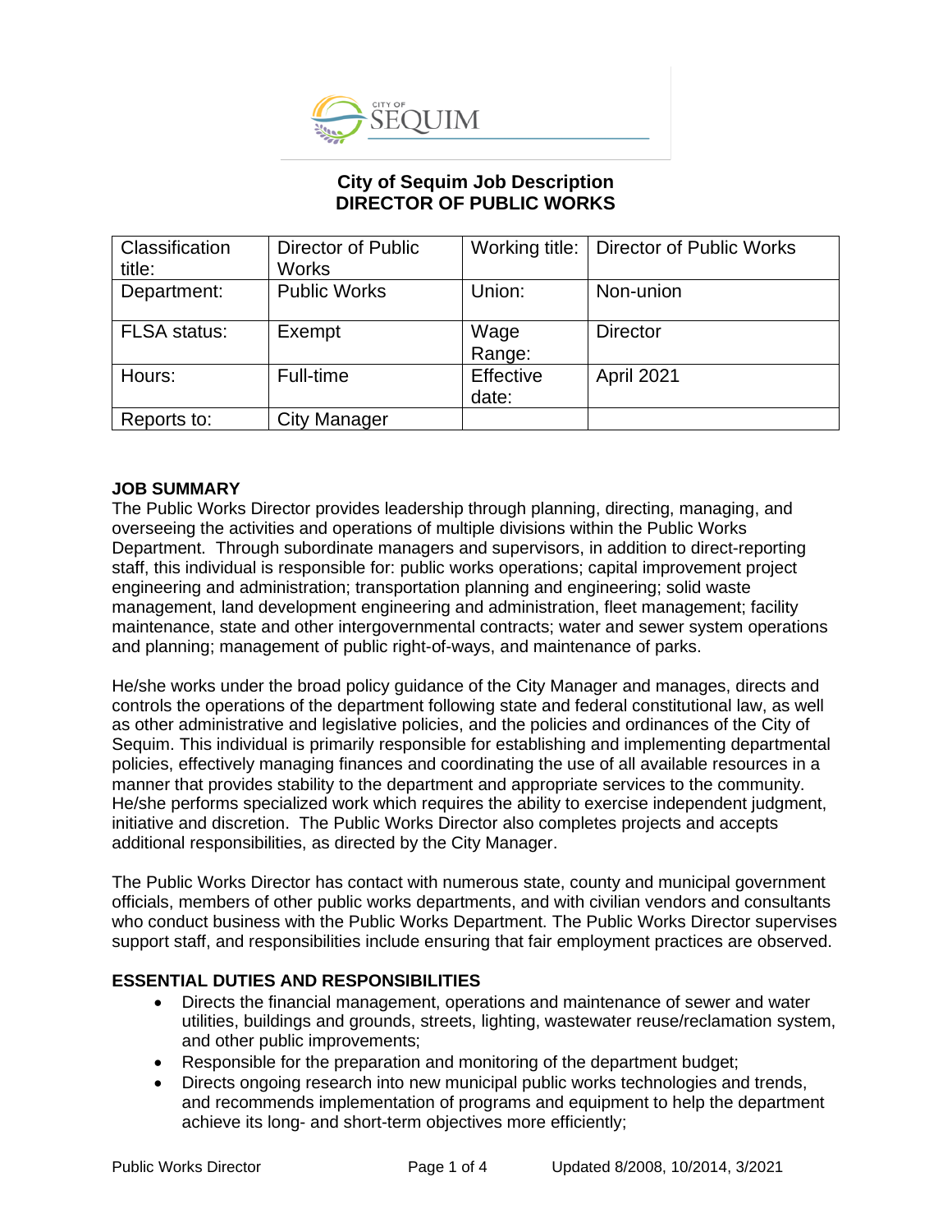# City of Sequim Job Description
# DIRECTOR OF PUBLIC WORKS

| Classification title: | Director of Public Works | Working title: | Director of Public Works |
|---|---|---|---|
| Department: | Public Works | Union: | Non-union |
| FLSA status: | Exempt | Wage Range: | Director |
| Hours: | Full-time | Effective date: | April 2021 |
| Reports to: | City Manager | | |

**JOB SUMMARY**

The Public Works Director provides leadership through planning, directing, managing, and overseeing the activities and operations of multiple divisions within the Public Works Department. Through subordinate managers and supervisors, in addition to direct-reporting staff, this individual is responsible for: public works operations; capital improvement project engineering and administration; transportation planning and engineering; solid waste management, land development engineering and administration, fleet management; facility maintenance, state and other intergovernmental contracts; water and sewer system operations and planning; management of public right-of-ways, and maintenance of parks.

He/she works under the broad policy guidance of the City Manager and manages, directs and controls the operations of the department following state and federal constitutional law, as well as other administrative and legislative policies, and the policies and ordinances of the City of Sequim. This individual is primarily responsible for establishing and implementing departmental policies, effectively managing finances and coordinating the use of all available resources in a manner that provides stability to the department and appropriate services to the community. He/she performs specialized work which requires the ability to exercise independent judgment, initiative and discretion. The Public Works Director also completes projects and accepts additional responsibilities, as directed by the City Manager.

The Public Works Director has contact with numerous state, county and municipal government officials, members of other public works departments, and with civilian vendors and consultants who conduct business with the Public Works Department. The Public Works Director supervises support staff, and responsibilities include ensuring that fair employment practices are observed.

**ESSENTIAL DUTIES AND RESPONSIBILITIES**

- Directs the financial management, operations and maintenance of sewer and water utilities, buildings and grounds, streets, lighting, wastewater reuse/reclamation system, and other public improvements;
- Responsible for the preparation and monitoring of the department budget;
- Directs ongoing research into new municipal public works technologies and trends, and recommends implementation of programs and equipment to help the department achieve its long- and short-term objectives more efficiently;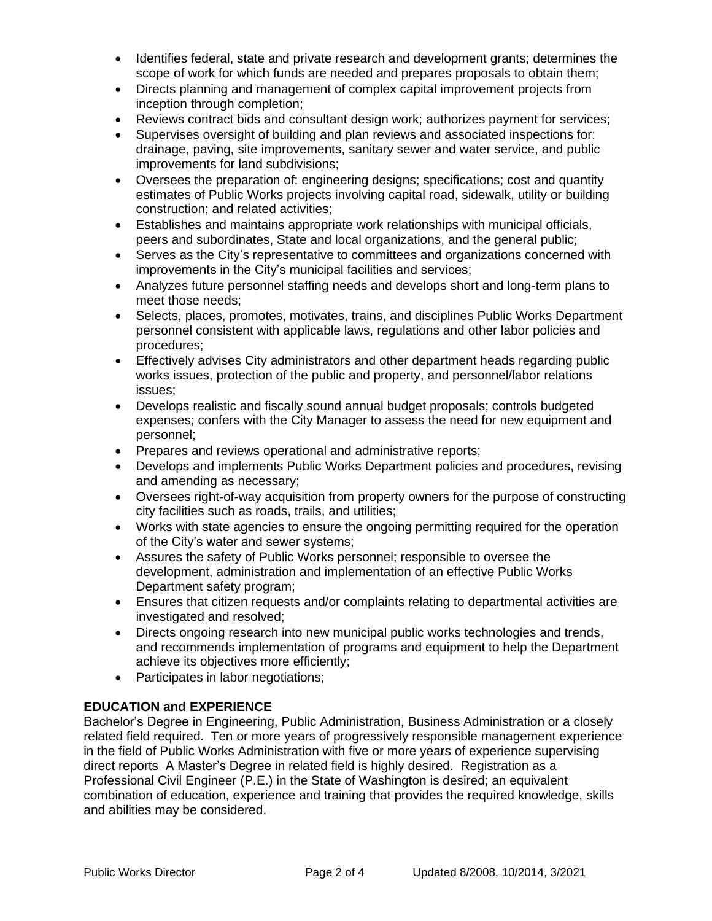- Identifies federal, state and private research and development grants; determines the scope of work for which funds are needed and prepares proposals to obtain them;
- Directs planning and management of complex capital improvement projects from inception through completion;
- Reviews contract bids and consultant design work; authorizes payment for services;
- Supervises oversight of building and plan reviews and associated inspections for: drainage, paving, site improvements, sanitary sewer and water service, and public improvements for land subdivisions;
- Oversees the preparation of: engineering designs; specifications; cost and quantity estimates of Public Works projects involving capital road, sidewalk, utility or building construction; and related activities;
- Establishes and maintains appropriate work relationships with municipal officials, peers and subordinates, State and local organizations, and the general public;
- Serves as the City's representative to committees and organizations concerned with improvements in the City's municipal facilities and services;
- Analyzes future personnel staffing needs and develops short and long-term plans to meet those needs;
- Selects, places, promotes, motivates, trains, and disciplines Public Works Department personnel consistent with applicable laws, regulations and other labor policies and procedures;
- Effectively advises City administrators and other department heads regarding public works issues, protection of the public and property, and personnel/labor relations issues;
- Develops realistic and fiscally sound annual budget proposals; controls budgeted expenses; confers with the City Manager to assess the need for new equipment and personnel;
- Prepares and reviews operational and administrative reports;
- Develops and implements Public Works Department policies and procedures, revising and amending as necessary;
- Oversees right-of-way acquisition from property owners for the purpose of constructing city facilities such as roads, trails, and utilities;
- Works with state agencies to ensure the ongoing permitting required for the operation of the City's water and sewer systems;
- Assures the safety of Public Works personnel; responsible to oversee the development, administration and implementation of an effective Public Works Department safety program;
- Ensures that citizen requests and/or complaints relating to departmental activities are investigated and resolved;
- Directs ongoing research into new municipal public works technologies and trends, and recommends implementation of programs and equipment to help the Department achieve its objectives more efficiently;
- Participates in labor negotiations;

**EDUCATION and EXPERIENCE**

Bachelor's Degree in Engineering, Public Administration, Business Administration or a closely related field required. Ten or more years of progressively responsible management experience in the field of Public Works Administration with five or more years of experience supervising direct reports A Master's Degree in related field is highly desired. Registration as a Professional Civil Engineer (P.E.) in the State of Washington is desired; an equivalent combination of education, experience and training that provides the required knowledge, skills and abilities may be considered.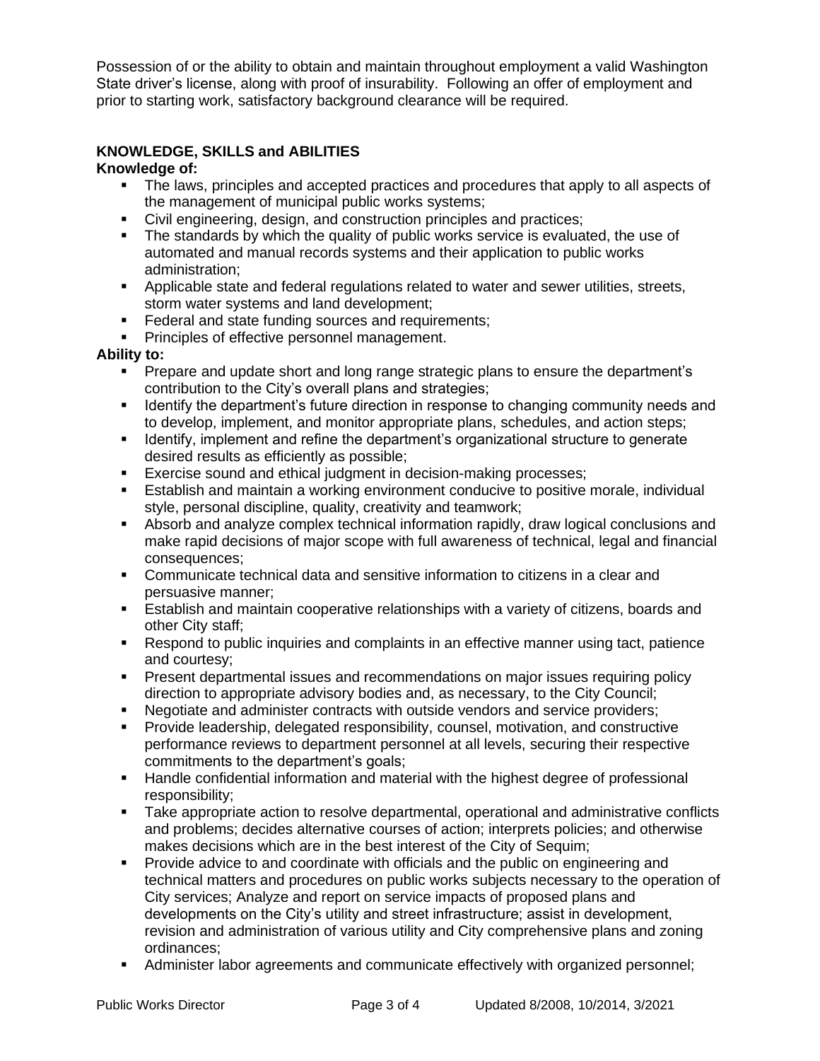Possession of or the ability to obtain and maintain throughout employment a valid Washington State driver's license, along with proof of insurability. Following an offer of employment and prior to starting work, satisfactory background clearance will be required.

## KNOWLEDGE, SKILLS and ABILITIES

**Knowledge of:**

- The laws, principles and accepted practices and procedures that apply to all aspects of the management of municipal public works systems;
- Civil engineering, design, and construction principles and practices;
- The standards by which the quality of public works service is evaluated, the use of automated and manual records systems and their application to public works administration;
- Applicable state and federal regulations related to water and sewer utilities, streets, storm water systems and land development;
- Federal and state funding sources and requirements;
- Principles of effective personnel management.

**Ability to:**

- Prepare and update short and long range strategic plans to ensure the department's contribution to the City's overall plans and strategies;
- Identify the department's future direction in response to changing community needs and to develop, implement, and monitor appropriate plans, schedules, and action steps;
- Identify, implement and refine the department's organizational structure to generate desired results as efficiently as possible;
- Exercise sound and ethical judgment in decision-making processes;
- Establish and maintain a working environment conducive to positive morale, individual style, personal discipline, quality, creativity and teamwork;
- Absorb and analyze complex technical information rapidly, draw logical conclusions and make rapid decisions of major scope with full awareness of technical, legal and financial consequences;
- Communicate technical data and sensitive information to citizens in a clear and persuasive manner;
- Establish and maintain cooperative relationships with a variety of citizens, boards and other City staff;
- Respond to public inquiries and complaints in an effective manner using tact, patience and courtesy;
- Present departmental issues and recommendations on major issues requiring policy direction to appropriate advisory bodies and, as necessary, to the City Council;
- Negotiate and administer contracts with outside vendors and service providers;
- Provide leadership, delegated responsibility, counsel, motivation, and constructive performance reviews to department personnel at all levels, securing their respective commitments to the department's goals;
- Handle confidential information and material with the highest degree of professional responsibility;
- Take appropriate action to resolve departmental, operational and administrative conflicts and problems; decides alternative courses of action; interprets policies; and otherwise makes decisions which are in the best interest of the City of Sequim;
- Provide advice to and coordinate with officials and the public on engineering and technical matters and procedures on public works subjects necessary to the operation of City services; Analyze and report on service impacts of proposed plans and developments on the City's utility and street infrastructure; assist in development, revision and administration of various utility and City comprehensive plans and zoning ordinances;
- Administer labor agreements and communicate effectively with organized personnel;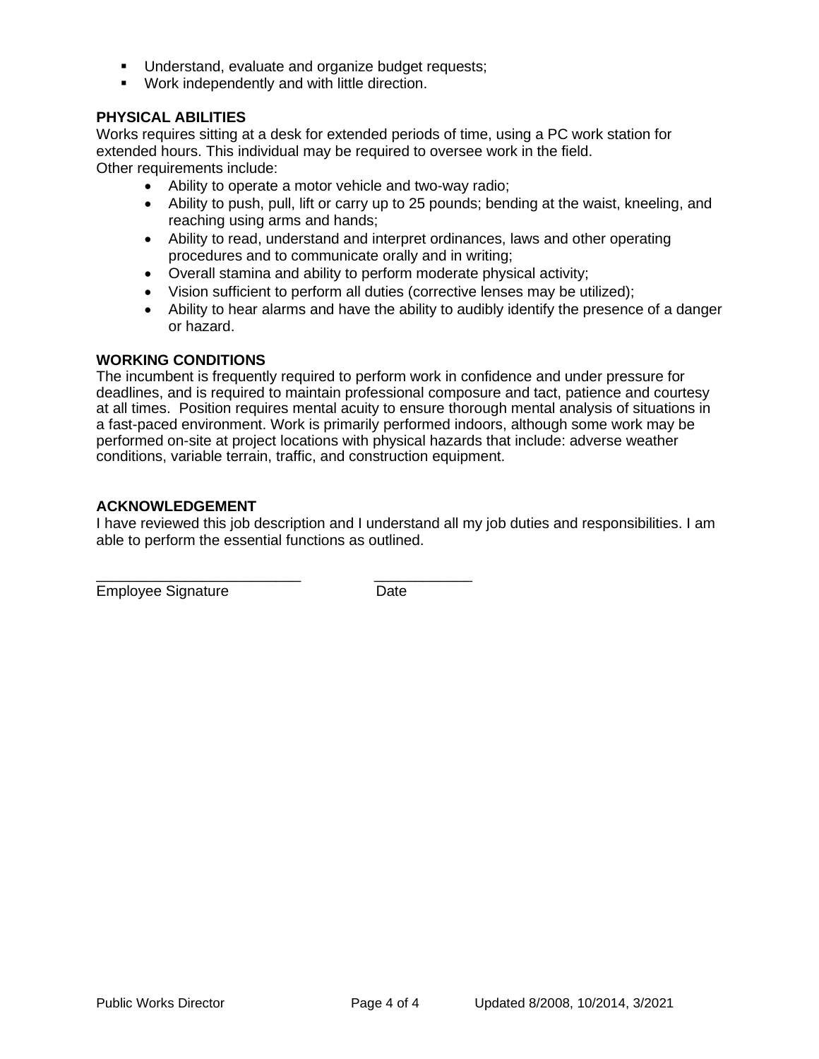- Understand, evaluate and organize budget requests;
- Work independently and with little direction.

**PHYSICAL ABILITIES**

Works requires sitting at a desk for extended periods of time, using a PC work station for extended hours. This individual may be required to oversee work in the field.
Other requirements include:

- Ability to operate a motor vehicle and two-way radio;
- Ability to push, pull, lift or carry up to 25 pounds; bending at the waist, kneeling, and reaching using arms and hands;
- Ability to read, understand and interpret ordinances, laws and other operating procedures and to communicate orally and in writing;
- Overall stamina and ability to perform moderate physical activity;
- Vision sufficient to perform all duties (corrective lenses may be utilized);
- Ability to hear alarms and have the ability to audibly identify the presence of a danger or hazard.

**WORKING CONDITIONS**

The incumbent is frequently required to perform work in confidence and under pressure for deadlines, and is required to maintain professional composure and tact, patience and courtesy at all times. Position requires mental acuity to ensure thorough mental analysis of situations in a fast-paced environment. Work is primarily performed indoors, although some work may be performed on-site at project locations with physical hazards that include: adverse weather conditions, variable terrain, traffic, and construction equipment.

**ACKNOWLEDGEMENT**

I have reviewed this job description and I understand all my job duties and responsibilities. I am able to perform the essential functions as outlined.

_________________________ ____________
Employee Signature Date